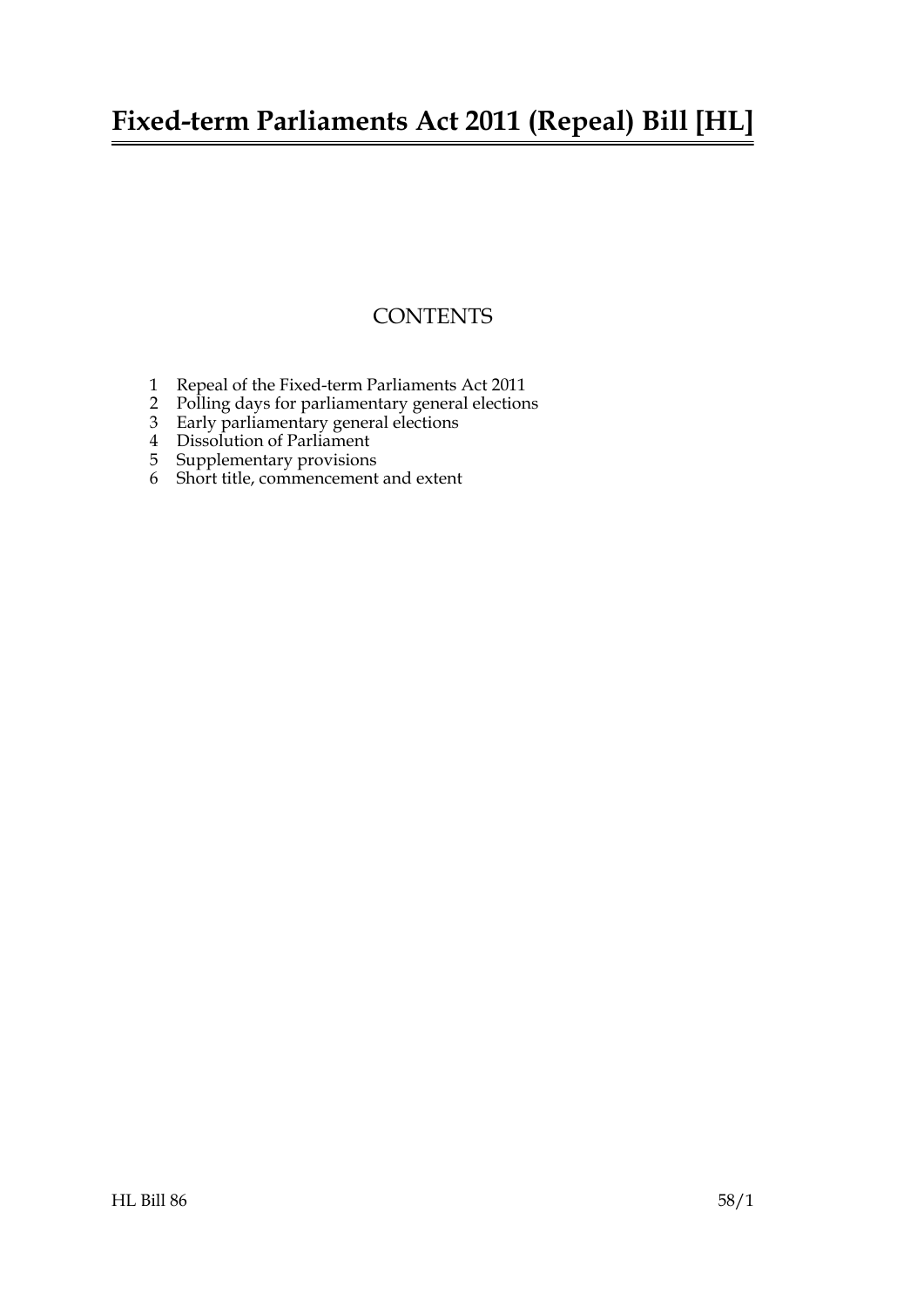# Fixed-term Parliaments Act 2011 (Repeal) Bill [HL]

## CONTENTS

1 Repeal of the Fixed-term Parliaments Act 2011
2 Polling days for parliamentary general elections
3 Early parliamentary general elections
4 Dissolution of Parliament
5 Supplementary provisions
6 Short title, commencement and extent

HL Bill 86 58/1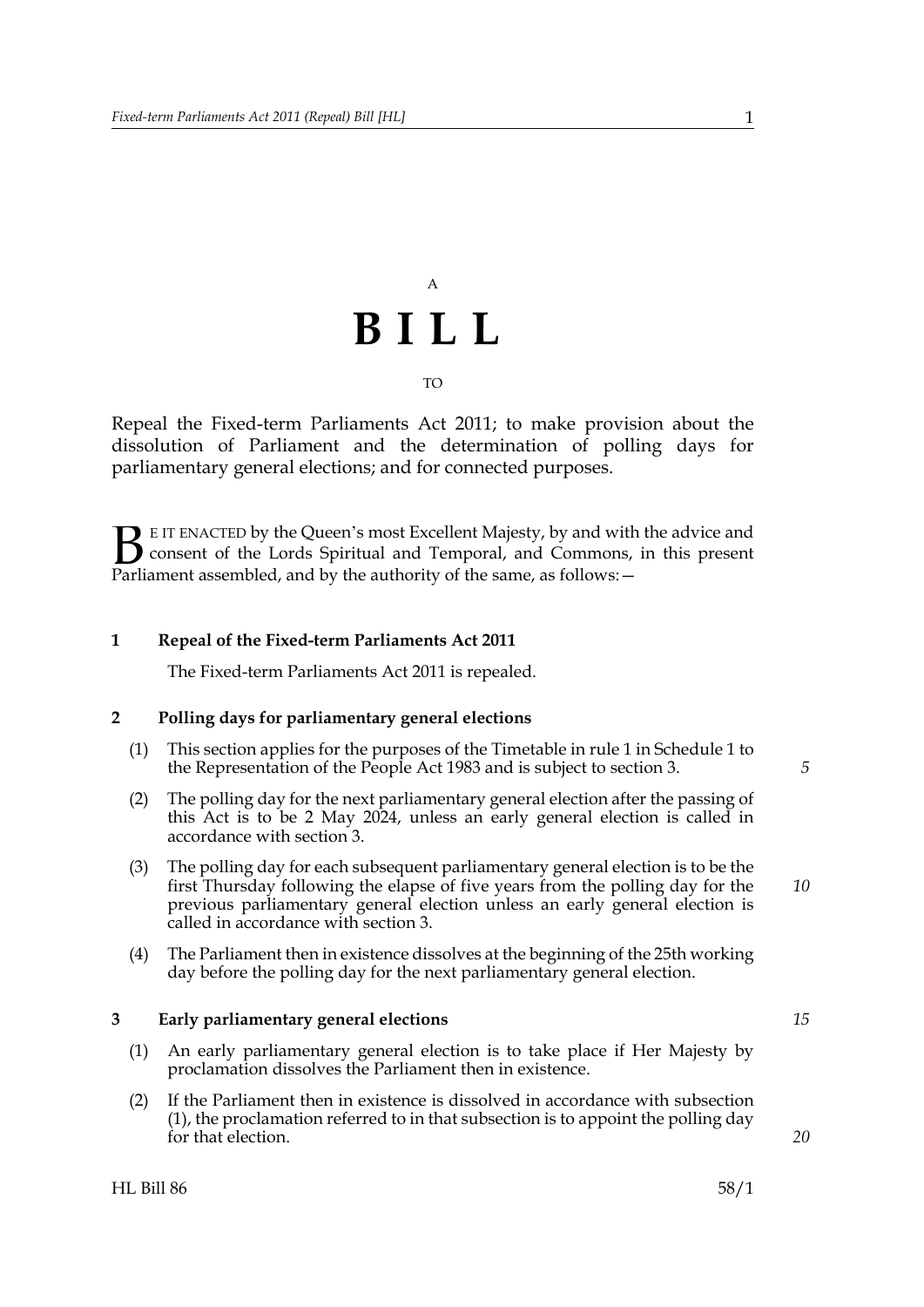A

# BILL

TO

Repeal the Fixed-term Parliaments Act 2011; to make provision about the dissolution of Parliament and the determination of polling days for parliamentary general elections; and for connected purposes.

BE IT ENACTED by the Queen's most Excellent Majesty, by and with the advice and consent of the Lords Spiritual and Temporal, and Commons, in this present Parliament assembled, and by the authority of the same, as follows:—

**1 Repeal of the Fixed-term Parliaments Act 2011**

The Fixed-term Parliaments Act 2011 is repealed.

**2 Polling days for parliamentary general elections**

(1) This section applies for the purposes of the Timetable in rule 1 in Schedule 1 to the Representation of the People Act 1983 and is subject to section 3.

(2) The polling day for the next parliamentary general election after the passing of this Act is to be 2 May 2024, unless an early general election is called in accordance with section 3.

(3) The polling day for each subsequent parliamentary general election is to be the first Thursday following the elapse of five years from the polling day for the previous parliamentary general election unless an early general election is called in accordance with section 3.

(4) The Parliament then in existence dissolves at the beginning of the 25th working day before the polling day for the next parliamentary general election.

**3 Early parliamentary general elections**

(1) An early parliamentary general election is to take place if Her Majesty by proclamation dissolves the Parliament then in existence.

(2) If the Parliament then in existence is dissolved in accordance with subsection (1), the proclamation referred to in that subsection is to appoint the polling day for that election.

HL Bill 86 58/1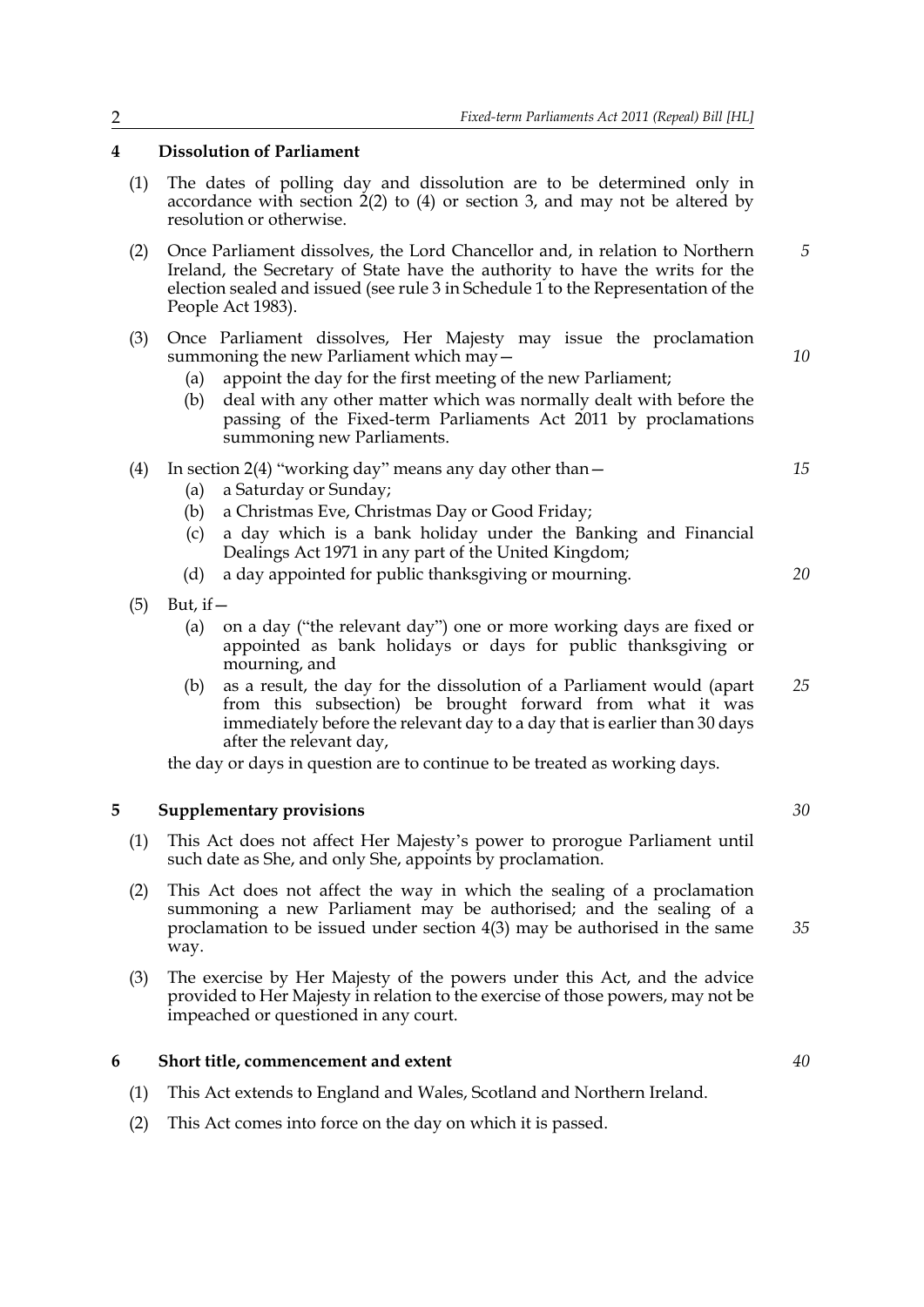## 4 Dissolution of Parliament

(1) The dates of polling day and dissolution are to be determined only in accordance with section 2(2) to (4) or section 3, and may not be altered by resolution or otherwise.

(2) Once Parliament dissolves, the Lord Chancellor and, in relation to Northern Ireland, the Secretary of State have the authority to have the writs for the election sealed and issued (see rule 3 in Schedule 1 to the Representation of the People Act 1983).

(3) Once Parliament dissolves, Her Majesty may issue the proclamation summoning the new Parliament which may—

- (a) appoint the day for the first meeting of the new Parliament;
- (b) deal with any other matter which was normally dealt with before the passing of the Fixed-term Parliaments Act 2011 by proclamations summoning new Parliaments.

(4) In section 2(4) "working day" means any day other than—

- (a) a Saturday or Sunday;
- (b) a Christmas Eve, Christmas Day or Good Friday;
- (c) a day which is a bank holiday under the Banking and Financial Dealings Act 1971 in any part of the United Kingdom;
- (d) a day appointed for public thanksgiving or mourning.

(5) But, if—

- (a) on a day ("the relevant day") one or more working days are fixed or appointed as bank holidays or days for public thanksgiving or mourning, and
- (b) as a result, the day for the dissolution of a Parliament would (apart from this subsection) be brought forward from what it was immediately before the relevant day to a day that is earlier than 30 days after the relevant day,

the day or days in question are to continue to be treated as working days.

## 5 Supplementary provisions

(1) This Act does not affect Her Majesty's power to prorogue Parliament until such date as She, and only She, appoints by proclamation.

(2) This Act does not affect the way in which the sealing of a proclamation summoning a new Parliament may be authorised; and the sealing of a proclamation to be issued under section 4(3) may be authorised in the same way.

(3) The exercise by Her Majesty of the powers under this Act, and the advice provided to Her Majesty in relation to the exercise of those powers, may not be impeached or questioned in any court.

## 6 Short title, commencement and extent

(1) This Act extends to England and Wales, Scotland and Northern Ireland.

(2) This Act comes into force on the day on which it is passed.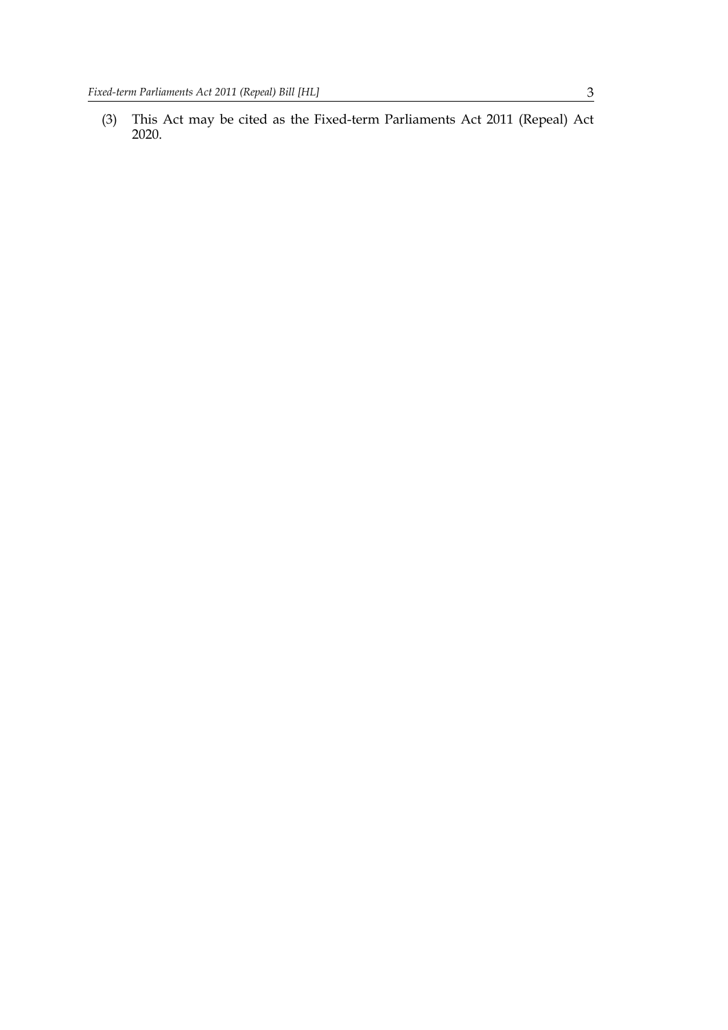(3) This Act may be cited as the Fixed-term Parliaments Act 2011 (Repeal) Act 2020.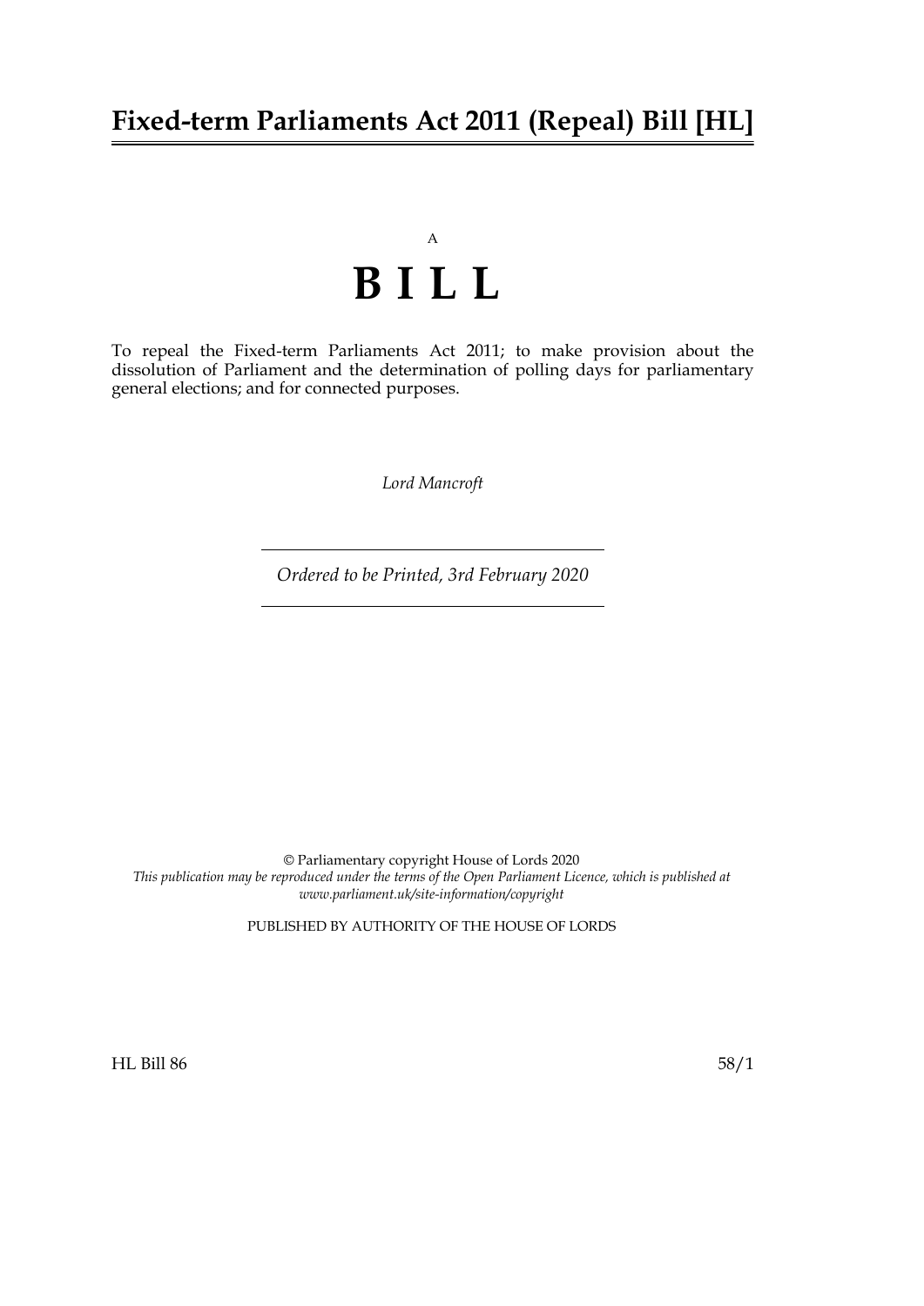# Fixed-term Parliaments Act 2011 (Repeal) Bill [HL]

A

# B I L L

To repeal the Fixed-term Parliaments Act 2011; to make provision about the dissolution of Parliament and the determination of polling days for parliamentary general elections; and for connected purposes.

*Lord Mancroft*

*Ordered to be Printed, 3rd February 2020*

© Parliamentary copyright House of Lords 2020
*This publication may be reproduced under the terms of the Open Parliament Licence, which is published at www.parliament.uk/site-information/copyright*

PUBLISHED BY AUTHORITY OF THE HOUSE OF LORDS

HL Bill 86 58/1